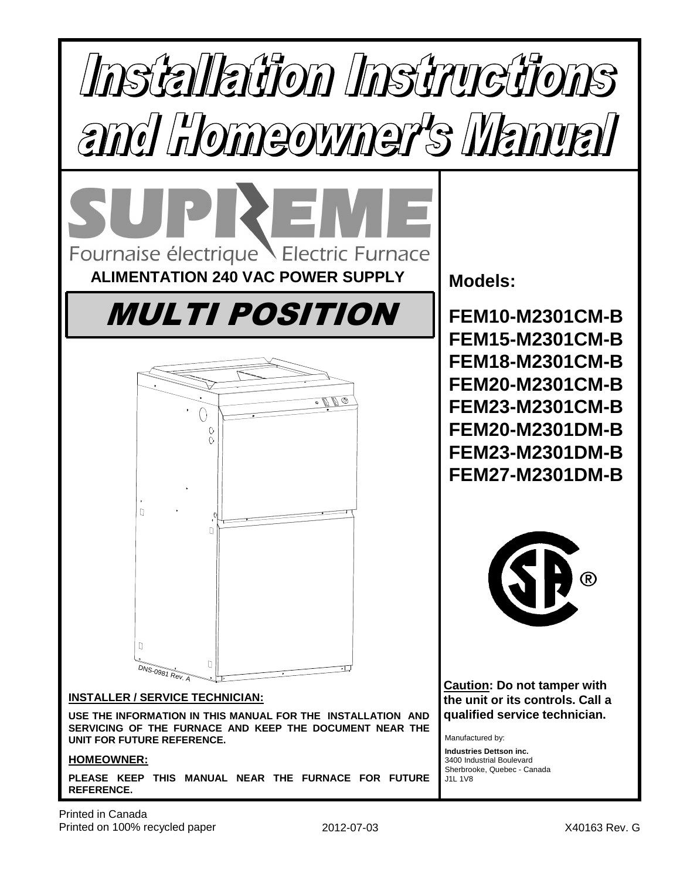# Installation Instructions and Homeowner's Manual

**SUPREME**

Fournaise électrique Electric Furnace

**ALIMENTATION 240 VAC POWER SUPPLY**

## MULTI POSITION

DNS-0981 Rev. A

**INSTALLER / SERVICE TECHNICIAN:**

**USE THE INFORMATION IN THIS MANUAL FOR THE INSTALLATION AND SERVICING OF THE FURNACE AND KEEP THE DOCUMENT NEAR THE UNIT FOR FUTURE REFERENCE.**

**HOMEOWNER:**

**PLEASE KEEP THIS MANUAL NEAR THE FURNACE FOR FUTURE REFERENCE.**

**Models:**

**FEM10-M2301CM-B**
**FEM15-M2301CM-B**
**FEM18-M2301CM-B**
**FEM20-M2301CM-B**
**FEM23-M2301CM-B**
**FEM20-M2301DM-B**
**FEM23-M2301DM-B**
**FEM27-M2301DM-B**

**Caution: Do not tamper with the unit or its controls. Call a qualified service technician.**

Manufactured by:

**Industries Dettson inc.**
3400 Industrial Boulevard
Sherbrooke, Quebec - Canada
J1L 1V8

Printed in Canada
Printed on 100% recycled paper

2012-07-03

X40163 Rev. G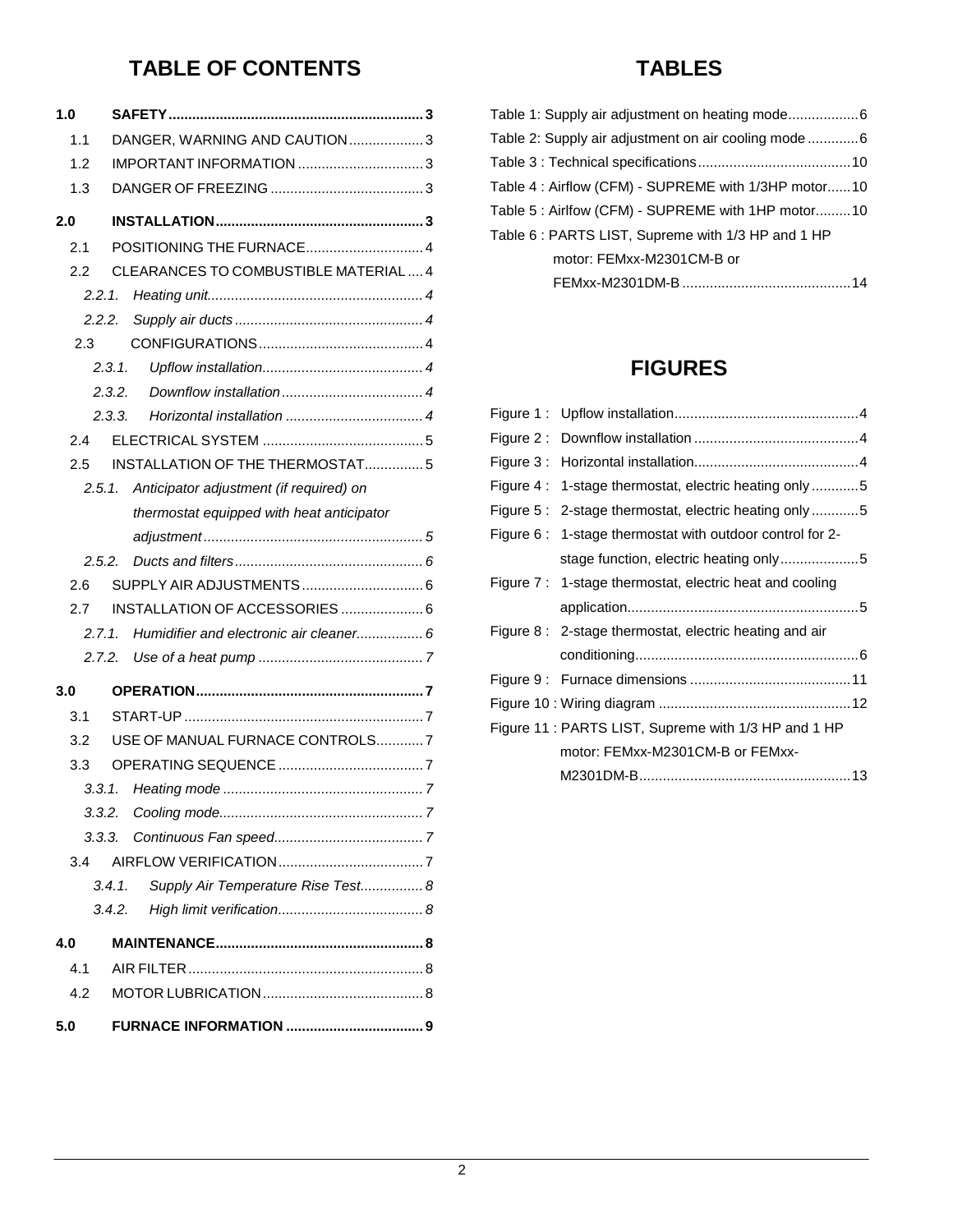# TABLE OF CONTENTS

**1.0 SAFETY** ........................................ **3**

- 1.1 DANGER, WARNING AND CAUTION ........................ 3
- 1.2 IMPORTANT INFORMATION ........................ 3
- 1.3 DANGER OF FREEZING ........................ 3

**2.0 INSTALLATION** ........................................ **3**

- 2.1 POSITIONING THE FURNACE ........................ 4
- 2.2 CLEARANCES TO COMBUSTIBLE MATERIAL ........................ 4
  - *2.2.1. Heating unit ........................ 4*
  - *2.2.2. Supply air ducts ........................ 4*
- 2.3 CONFIGURATIONS ........................ 4
  - *2.3.1. Upflow installation ........................ 4*
  - *2.3.2. Downflow installation ........................ 4*
  - *2.3.3. Horizontal installation ........................ 4*
- 2.4 ELECTRICAL SYSTEM ........................ 5
- 2.5 INSTALLATION OF THE THERMOSTAT ........................ 5
  - *2.5.1. Anticipator adjustment (if required) on thermostat equipped with heat anticipator adjustment ........................ 5*
  - *2.5.2. Ducts and filters ........................ 6*
- 2.6 SUPPLY AIR ADJUSTMENTS ........................ 6
- 2.7 INSTALLATION OF ACCESSORIES ........................ 6
  - *2.7.1. Humidifier and electronic air cleaner ........................ 6*
  - *2.7.2. Use of a heat pump ........................ 7*

**3.0 OPERATION** ........................................ **7**

- 3.1 START-UP ........................ 7
- 3.2 USE OF MANUAL FURNACE CONTROLS ........................ 7
- 3.3 OPERATING SEQUENCE ........................ 7
  - *3.3.1. Heating mode ........................ 7*
  - *3.3.2. Cooling mode ........................ 7*
  - *3.3.3. Continuous Fan speed ........................ 7*
- 3.4 AIRFLOW VERIFICATION ........................ 7
  - *3.4.1. Supply Air Temperature Rise Test ........................ 8*
  - *3.4.2. High limit verification ........................ 8*

**4.0 MAINTENANCE** ........................................ **8**

- 4.1 AIR FILTER ........................ 8
- 4.2 MOTOR LUBRICATION ........................ 8

**5.0 FURNACE INFORMATION** ........................................ **9**

# TABLES

- Table 1: Supply air adjustment on heating mode ........................ 6
- Table 2: Supply air adjustment on air cooling mode ........................ 6
- Table 3 : Technical specifications ........................ 10
- Table 4 : Airflow (CFM) - SUPREME with 1/3HP motor ........................ 10
- Table 5 : Airlfow (CFM) - SUPREME with 1HP motor ........................ 10
- Table 6 : PARTS LIST, Supreme with 1/3 HP and 1 HP motor: FEMxx-M2301CM-B or FEMxx-M2301DM-B ........................ 14

# FIGURES

- Figure 1 : Upflow installation ........................ 4
- Figure 2 : Downflow installation ........................ 4
- Figure 3 : Horizontal installation ........................ 4
- Figure 4 : 1-stage thermostat, electric heating only ........................ 5
- Figure 5 : 2-stage thermostat, electric heating only ........................ 5
- Figure 6 : 1-stage thermostat with outdoor control for 2-stage function, electric heating only ........................ 5
- Figure 7 : 1-stage thermostat, electric heat and cooling application ........................ 5
- Figure 8 : 2-stage thermostat, electric heating and air conditioning ........................ 6
- Figure 9 : Furnace dimensions ........................ 11
- Figure 10 : Wiring diagram ........................ 12
- Figure 11 : PARTS LIST, Supreme with 1/3 HP and 1 HP motor: FEMxx-M2301CM-B or FEMxx-M2301DM-B ........................ 13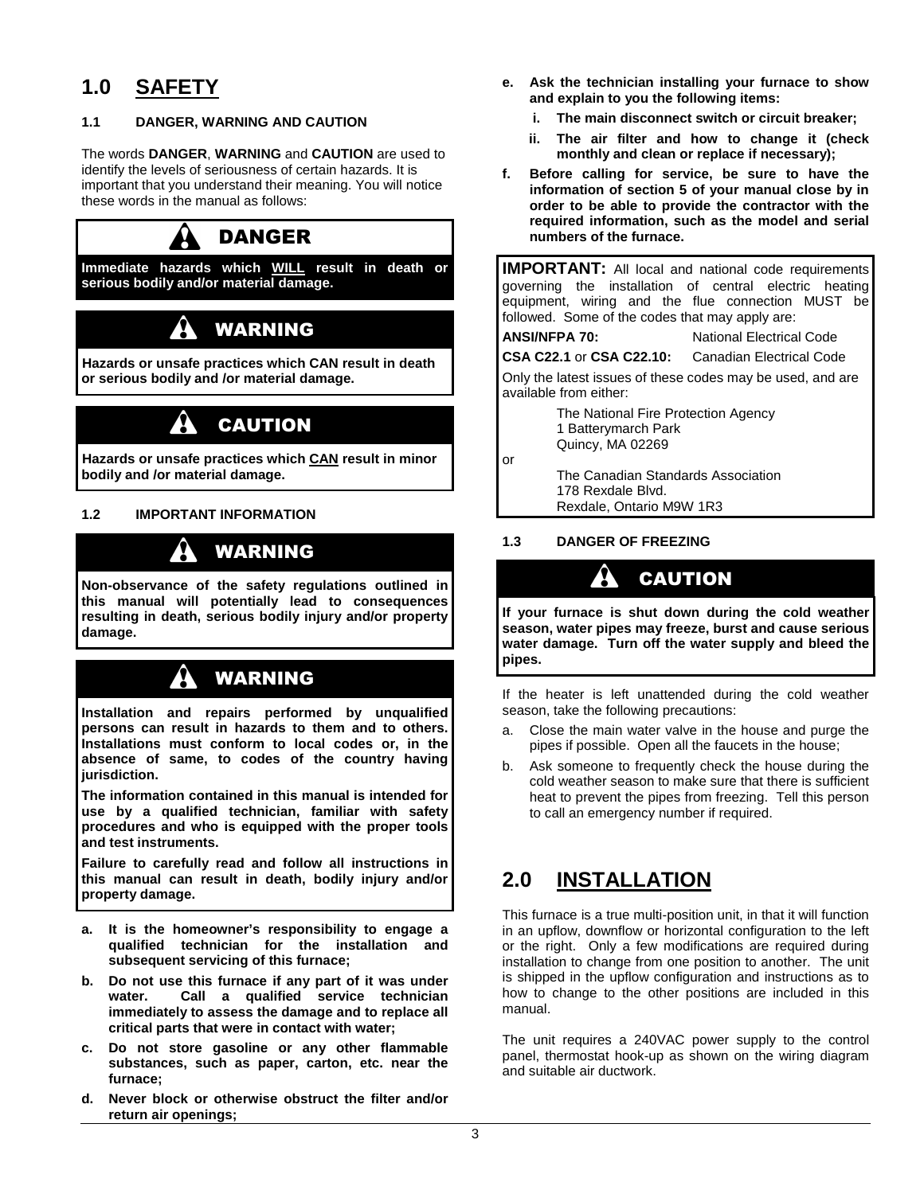# 1.0 SAFETY

## 1.1 DANGER, WARNING AND CAUTION

The words **DANGER**, **WARNING** and **CAUTION** are used to identify the levels of seriousness of certain hazards. It is important that you understand their meaning. You will notice these words in the manual as follows:

> **DANGER**
>
> **Immediate hazards which WILL result in death or serious bodily and/or material damage.**

> **WARNING**
>
> **Hazards or unsafe practices which CAN result in death or serious bodily and /or material damage.**

> **CAUTION**
>
> **Hazards or unsafe practices which CAN result in minor bodily and /or material damage.**

## 1.2 IMPORTANT INFORMATION

> **WARNING**
>
> **Non-observance of the safety regulations outlined in this manual will potentially lead to consequences resulting in death, serious bodily injury and/or property damage.**

> **WARNING**
>
> **Installation and repairs performed by unqualified persons can result in hazards to them and to others. Installations must conform to local codes or, in the absence of same, to codes of the country having jurisdiction.**
>
> **The information contained in this manual is intended for use by a qualified technician, familiar with safety procedures and who is equipped with the proper tools and test instruments.**
>
> **Failure to carefully read and follow all instructions in this manual can result in death, bodily injury and/or property damage.**

**a. It is the homeowner's responsibility to engage a qualified technician for the installation and subsequent servicing of this furnace;**

**b. Do not use this furnace if any part of it was under water. Call a qualified service technician immediately to assess the damage and to replace all critical parts that were in contact with water;**

**c. Do not store gasoline or any other flammable substances, such as paper, carton, etc. near the furnace;**

**d. Never block or otherwise obstruct the filter and/or return air openings;**

**e. Ask the technician installing your furnace to show and explain to you the following items:**

- **i. The main disconnect switch or circuit breaker;**
- **ii. The air filter and how to change it (check monthly and clean or replace if necessary);**

**f. Before calling for service, be sure to have the information of section 5 of your manual close by in order to be able to provide the contractor with the required information, such as the model and serial numbers of the furnace.**

> **IMPORTANT:** All local and national code requirements governing the installation of central electric heating equipment, wiring and the flue connection MUST be followed. Some of the codes that may apply are:
>
> **ANSI/NFPA 70:** National Electrical Code
>
> **CSA C22.1** or **CSA C22.10:** Canadian Electrical Code
>
> Only the latest issues of these codes may be used, and are available from either:
>
> The National Fire Protection Agency
> 1 Batterymarch Park
> Quincy, MA 02269
>
> or
>
> The Canadian Standards Association
> 178 Rexdale Blvd.
> Rexdale, Ontario M9W 1R3

## 1.3 DANGER OF FREEZING

> **CAUTION**
>
> **If your furnace is shut down during the cold weather season, water pipes may freeze, burst and cause serious water damage. Turn off the water supply and bleed the pipes.**

If the heater is left unattended during the cold weather season, take the following precautions:

a. Close the main water valve in the house and purge the pipes if possible. Open all the faucets in the house;

b. Ask someone to frequently check the house during the cold weather season to make sure that there is sufficient heat to prevent the pipes from freezing. Tell this person to call an emergency number if required.

# 2.0 INSTALLATION

This furnace is a true multi-position unit, in that it will function in an upflow, downflow or horizontal configuration to the left or the right. Only a few modifications are required during installation to change from one position to another. The unit is shipped in the upflow configuration and instructions as to how to change to the other positions are included in this manual.

The unit requires a 240VAC power supply to the control panel, thermostat hook-up as shown on the wiring diagram and suitable air ductwork.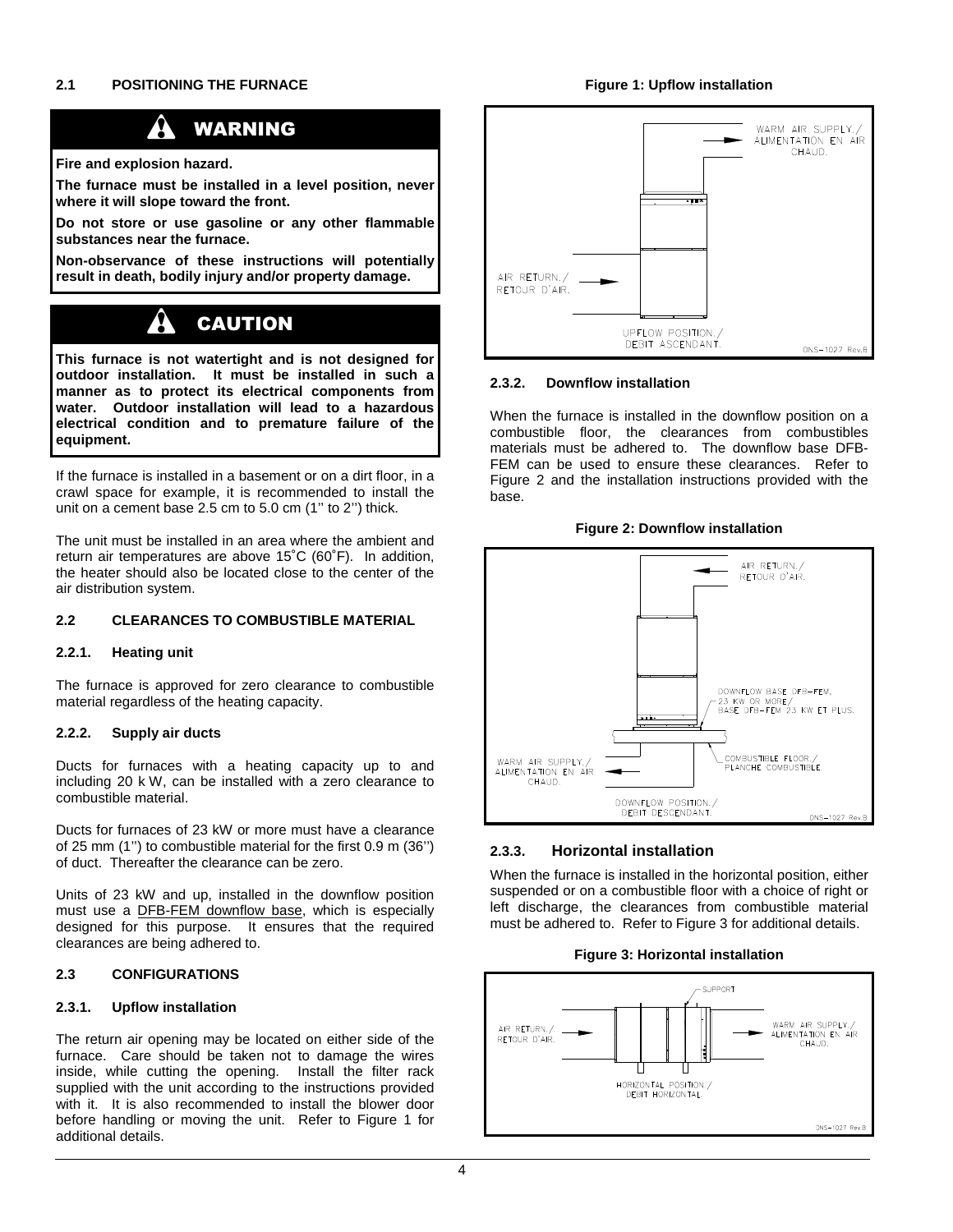## 2.1 POSITIONING THE FURNACE

**WARNING**

**Fire and explosion hazard.**

**The furnace must be installed in a level position, never where it will slope toward the front.**

**Do not store or use gasoline or any other flammable substances near the furnace.**

**Non-observance of these instructions will potentially result in death, bodily injury and/or property damage.**

**CAUTION**

**This furnace is not watertight and is not designed for outdoor installation. It must be installed in such a manner as to protect its electrical components from water. Outdoor installation will lead to a hazardous electrical condition and to premature failure of the equipment.**

If the furnace is installed in a basement or on a dirt floor, in a crawl space for example, it is recommended to install the unit on a cement base 2.5 cm to 5.0 cm (1'' to 2'') thick.

The unit must be installed in an area where the ambient and return air temperatures are above 15˚C (60˚F). In addition, the heater should also be located close to the center of the air distribution system.

## 2.2 CLEARANCES TO COMBUSTIBLE MATERIAL

### 2.2.1. Heating unit

The furnace is approved for zero clearance to combustible material regardless of the heating capacity.

### 2.2.2. Supply air ducts

Ducts for furnaces with a heating capacity up to and including 20 k W, can be installed with a zero clearance to combustible material.

Ducts for furnaces of 23 kW or more must have a clearance of 25 mm (1'') to combustible material for the first 0.9 m (36'') of duct. Thereafter the clearance can be zero.

Units of 23 kW and up, installed in the downflow position must use a DFB-FEM downflow base, which is especially designed for this purpose. It ensures that the required clearances are being adhered to.

## 2.3 CONFIGURATIONS

### 2.3.1. Upflow installation

The return air opening may be located on either side of the furnace. Care should be taken not to damage the wires inside, while cutting the opening. Install the filter rack supplied with the unit according to the instructions provided with it. It is also recommended to install the blower door before handling or moving the unit. Refer to Figure 1 for additional details.

**Figure 1: Upflow installation**

### 2.3.2. Downflow installation

When the furnace is installed in the downflow position on a combustible floor, the clearances from combustibles materials must be adhered to. The downflow base DFB-FEM can be used to ensure these clearances. Refer to Figure 2 and the installation instructions provided with the base.

**Figure 2: Downflow installation**

### 2.3.3. Horizontal installation

When the furnace is installed in the horizontal position, either suspended or on a combustible floor with a choice of right or left discharge, the clearances from combustible material must be adhered to. Refer to Figure 3 for additional details.

**Figure 3: Horizontal installation**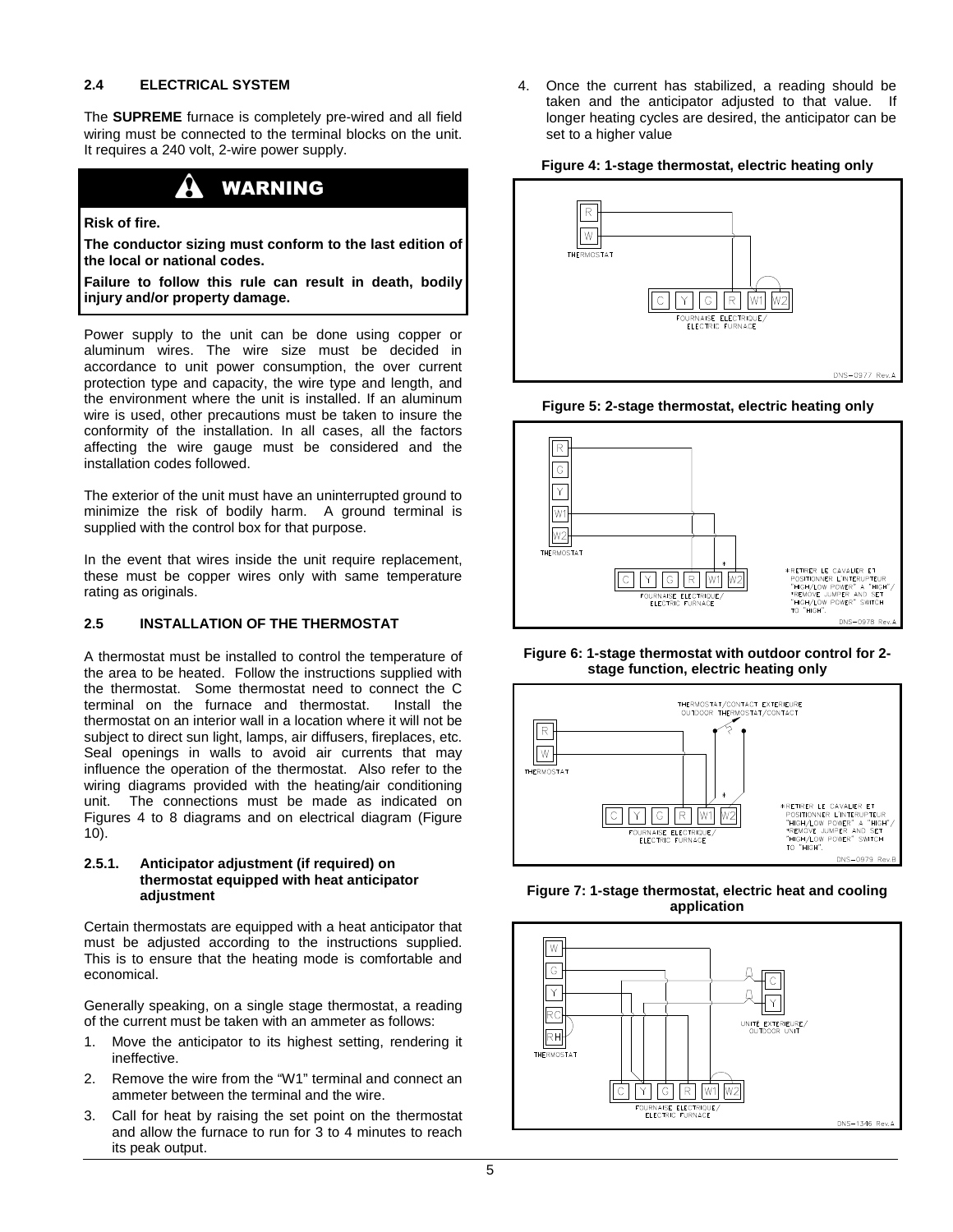## 2.4 ELECTRICAL SYSTEM

The **SUPREME** furnace is completely pre-wired and all field wiring must be connected to the terminal blocks on the unit. It requires a 240 volt, 2-wire power supply.

> **⚠ WARNING**
>
> **Risk of fire.**
>
> **The conductor sizing must conform to the last edition of the local or national codes.**
>
> **Failure to follow this rule can result in death, bodily injury and/or property damage.**

Power supply to the unit can be done using copper or aluminum wires. The wire size must be decided in accordance to unit power consumption, the over current protection type and capacity, the wire type and length, and the environment where the unit is installed. If an aluminum wire is used, other precautions must be taken to insure the conformity of the installation. In all cases, all the factors affecting the wire gauge must be considered and the installation codes followed.

The exterior of the unit must have an uninterrupted ground to minimize the risk of bodily harm. A ground terminal is supplied with the control box for that purpose.

In the event that wires inside the unit require replacement, these must be copper wires only with same temperature rating as originals.

## 2.5 INSTALLATION OF THE THERMOSTAT

A thermostat must be installed to control the temperature of the area to be heated. Follow the instructions supplied with the thermostat. Some thermostat need to connect the C terminal on the furnace and thermostat. Install the thermostat on an interior wall in a location where it will not be subject to direct sun light, lamps, air diffusers, fireplaces, etc. Seal openings in walls to avoid air currents that may influence the operation of the thermostat. Also refer to the wiring diagrams provided with the heating/air conditioning unit. The connections must be made as indicated on Figures 4 to 8 diagrams and on electrical diagram (Figure 10).

### 2.5.1. Anticipator adjustment (if required) on thermostat equipped with heat anticipator adjustment

Certain thermostats are equipped with a heat anticipator that must be adjusted according to the instructions supplied. This is to ensure that the heating mode is comfortable and economical.

Generally speaking, on a single stage thermostat, a reading of the current must be taken with an ammeter as follows:

1. Move the anticipator to its highest setting, rendering it ineffective.
2. Remove the wire from the "W1" terminal and connect an ammeter between the terminal and the wire.
3. Call for heat by raising the set point on the thermostat and allow the furnace to run for 3 to 4 minutes to reach its peak output.
4. Once the current has stabilized, a reading should be taken and the anticipator adjusted to that value. If longer heating cycles are desired, the anticipator can be set to a higher value

**Figure 4: 1-stage thermostat, electric heating only**

**Figure 5: 2-stage thermostat, electric heating only**

**Figure 6: 1-stage thermostat with outdoor control for 2-stage function, electric heating only**

**Figure 7: 1-stage thermostat, electric heat and cooling application**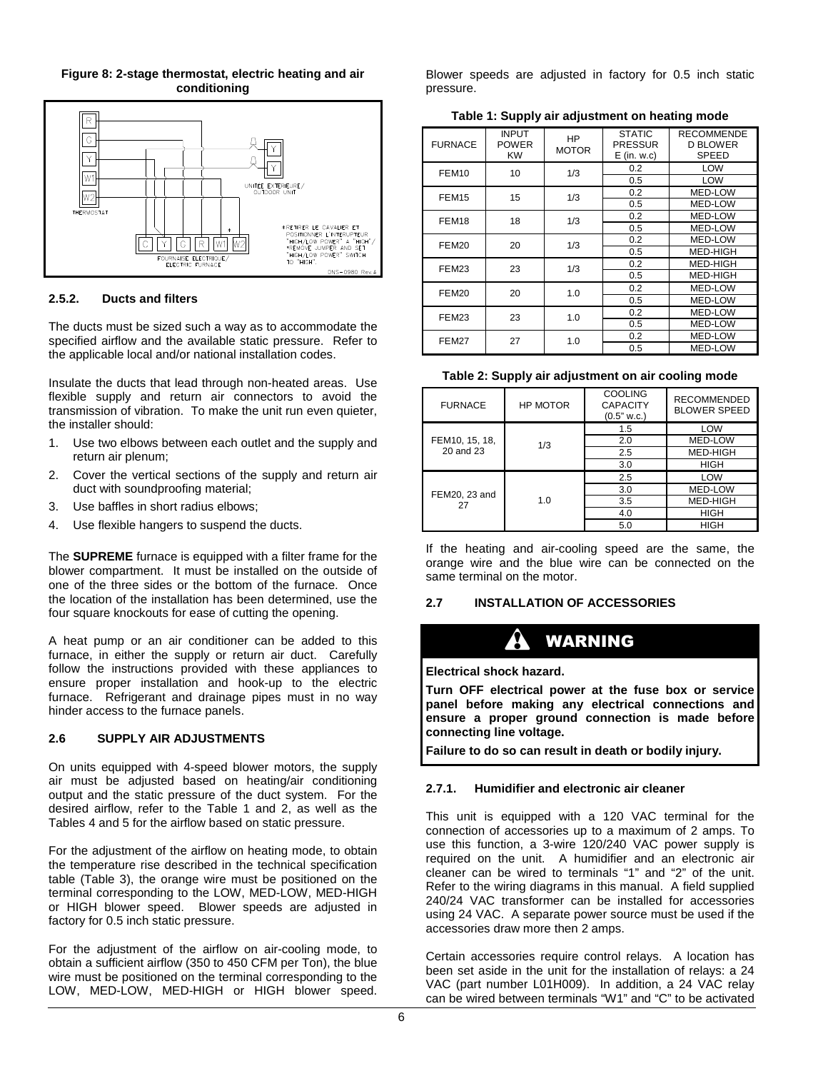**Figure 8: 2-stage thermostat, electric heating and air conditioning**

R
C
Y
W1
W2
THERMOSTAT

Y
Y
UNITEE EXTERIEURE/ OUTDOOR UNIT

C Y C R W1 W2
FOURNAISE ELECTRIQUE/ ELECTRIC FURNACE

*RETIRER LE CAVALIER ET POSITIONNER L'INTERUPTEUR "HIGH/LOW POWER" A "HIGH"/ *REMOVE JUMPER AND SET "HIGH/LOW POWER" SWITCH TO "HIGH".

DNS-0980 Rev.A

#### 2.5.2. Ducts and filters

The ducts must be sized such a way as to accommodate the specified airflow and the available static pressure. Refer to the applicable local and/or national installation codes.

Insulate the ducts that lead through non-heated areas. Use flexible supply and return air connectors to avoid the transmission of vibration. To make the unit run even quieter, the installer should:

1. Use two elbows between each outlet and the supply and return air plenum;
2. Cover the vertical sections of the supply and return air duct with soundproofing material;
3. Use baffles in short radius elbows;
4. Use flexible hangers to suspend the ducts.

The **SUPREME** furnace is equipped with a filter frame for the blower compartment. It must be installed on the outside of one of the three sides or the bottom of the furnace. Once the location of the installation has been determined, use the four square knockouts for ease of cutting the opening.

A heat pump or an air conditioner can be added to this furnace, in either the supply or return air duct. Carefully follow the instructions provided with these appliances to ensure proper installation and hook-up to the electric furnace. Refrigerant and drainage pipes must in no way hinder access to the furnace panels.

### 2.6 SUPPLY AIR ADJUSTMENTS

On units equipped with 4-speed blower motors, the supply air must be adjusted based on heating/air conditioning output and the static pressure of the duct system. For the desired airflow, refer to the Table 1 and 2, as well as the Tables 4 and 5 for the airflow based on static pressure.

For the adjustment of the airflow on heating mode, to obtain the temperature rise described in the technical specification table (Table 3), the orange wire must be positioned on the terminal corresponding to the LOW, MED-LOW, MED-HIGH or HIGH blower speed. Blower speeds are adjusted in factory for 0.5 inch static pressure.

For the adjustment of the airflow on air-cooling mode, to obtain a sufficient airflow (350 to 450 CFM per Ton), the blue wire must be positioned on the terminal corresponding to the LOW, MED-LOW, MED-HIGH or HIGH blower speed. Blower speeds are adjusted in factory for 0.5 inch static pressure.

**Table 1: Supply air adjustment on heating mode**

| FURNACE | INPUT POWER KW | HP MOTOR | STATIC PRESSURE (in. w.c) | RECOMMENDED BLOWER SPEED |
|---|---|---|---|---|
| FEM10 | 10 | 1/3 | 0.2 | LOW |
| | | | 0.5 | LOW |
| FEM15 | 15 | 1/3 | 0.2 | MED-LOW |
| | | | 0.5 | MED-LOW |
| FEM18 | 18 | 1/3 | 0.2 | MED-LOW |
| | | | 0.5 | MED-LOW |
| FEM20 | 20 | 1/3 | 0.2 | MED-LOW |
| | | | 0.5 | MED-HIGH |
| FEM23 | 23 | 1/3 | 0.2 | MED-HIGH |
| | | | 0.5 | MED-HIGH |
| FEM20 | 20 | 1.0 | 0.2 | MED-LOW |
| | | | 0.5 | MED-LOW |
| FEM23 | 23 | 1.0 | 0.2 | MED-LOW |
| | | | 0.5 | MED-LOW |
| FEM27 | 27 | 1.0 | 0.2 | MED-LOW |
| | | | 0.5 | MED-LOW |

**Table 2: Supply air adjustment on air cooling mode**

| FURNACE | HP MOTOR | COOLING CAPACITY (0.5" w.c.) | RECOMMENDED BLOWER SPEED |
|---|---|---|---|
| FEM10, 15, 18, 20 and 23 | 1/3 | 1.5 | LOW |
| | | 2.0 | MED-LOW |
| | | 2.5 | MED-HIGH |
| | | 3.0 | HIGH |
| FEM20, 23 and 27 | 1.0 | 2.5 | LOW |
| | | 3.0 | MED-LOW |
| | | 3.5 | MED-HIGH |
| | | 4.0 | HIGH |
| | | 5.0 | HIGH |

If the heating and air-cooling speed are the same, the orange wire and the blue wire can be connected on the same terminal on the motor.

### 2.7 INSTALLATION OF ACCESSORIES

**⚠ WARNING**

**Electrical shock hazard.**

**Turn OFF electrical power at the fuse box or service panel before making any electrical connections and ensure a proper ground connection is made before connecting line voltage.**

**Failure to do so can result in death or bodily injury.**

#### 2.7.1. Humidifier and electronic air cleaner

This unit is equipped with a 120 VAC terminal for the connection of accessories up to a maximum of 2 amps. To use this function, a 3-wire 120/240 VAC power supply is required on the unit. A humidifier and an electronic air cleaner can be wired to terminals "1" and "2" of the unit. Refer to the wiring diagrams in this manual. A field supplied 240/24 VAC transformer can be installed for accessories using 24 VAC. A separate power source must be used if the accessories draw more then 2 amps.

Certain accessories require control relays. A location has been set aside in the unit for the installation of relays: a 24 VAC (part number L01H009). In addition, a 24 VAC relay can be wired between terminals "W1" and "C" to be activated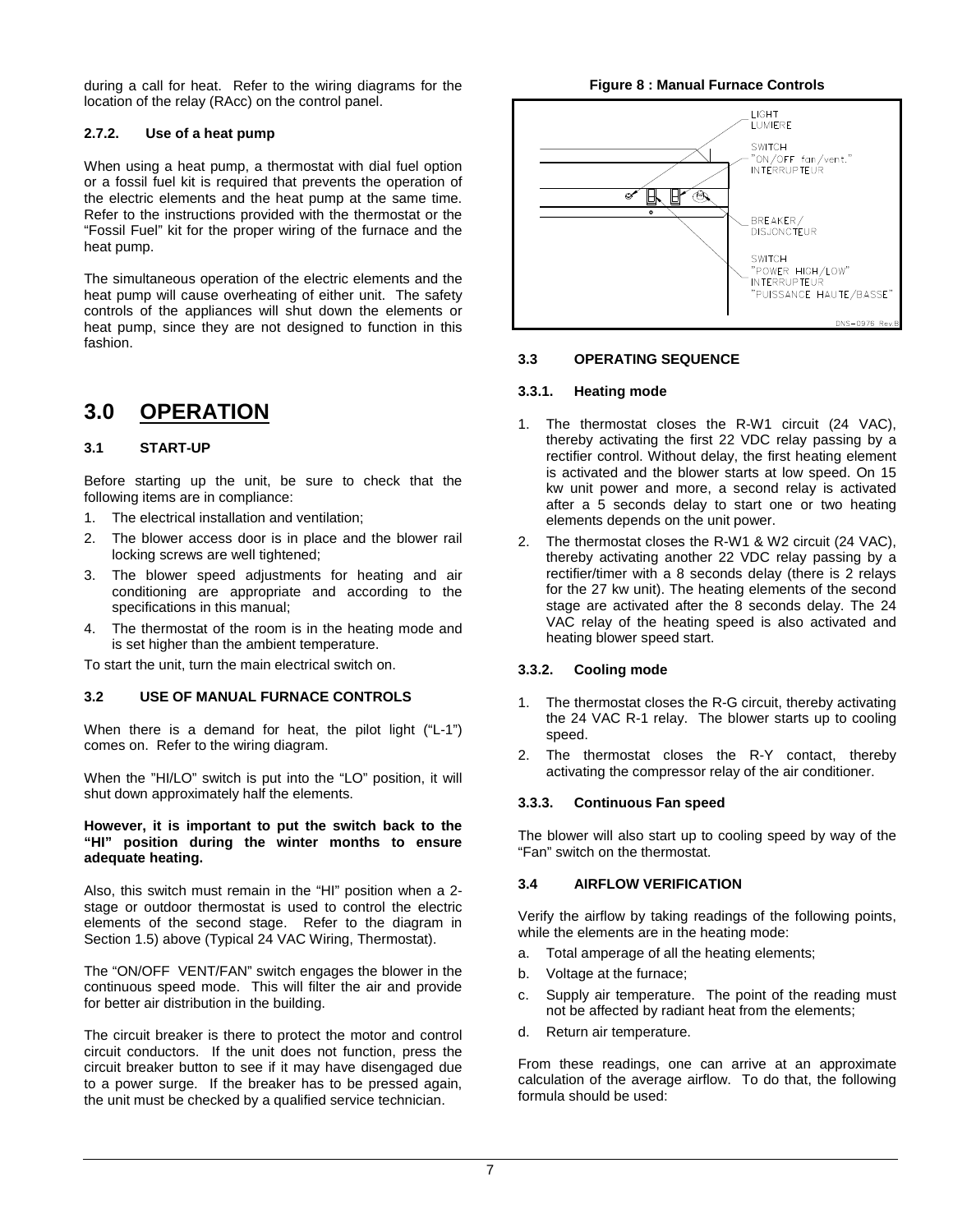during a call for heat. Refer to the wiring diagrams for the location of the relay (RAcc) on the control panel.

### 2.7.2. Use of a heat pump

When using a heat pump, a thermostat with dial fuel option or a fossil fuel kit is required that prevents the operation of the electric elements and the heat pump at the same time. Refer to the instructions provided with the thermostat or the "Fossil Fuel" kit for the proper wiring of the furnace and the heat pump.

The simultaneous operation of the electric elements and the heat pump will cause overheating of either unit. The safety controls of the appliances will shut down the elements or heat pump, since they are not designed to function in this fashion.

# 3.0 OPERATION

### 3.1 START-UP

Before starting up the unit, be sure to check that the following items are in compliance:

1. The electrical installation and ventilation;
2. The blower access door is in place and the blower rail locking screws are well tightened;
3. The blower speed adjustments for heating and air conditioning are appropriate and according to the specifications in this manual;
4. The thermostat of the room is in the heating mode and is set higher than the ambient temperature.

To start the unit, turn the main electrical switch on.

### 3.2 USE OF MANUAL FURNACE CONTROLS

When there is a demand for heat, the pilot light ("L-1") comes on. Refer to the wiring diagram.

When the "HI/LO" switch is put into the "LO" position, it will shut down approximately half the elements.

**However, it is important to put the switch back to the "HI" position during the winter months to ensure adequate heating.**

Also, this switch must remain in the "HI" position when a 2-stage or outdoor thermostat is used to control the electric elements of the second stage. Refer to the diagram in Section 1.5) above (Typical 24 VAC Wiring, Thermostat).

The "ON/OFF VENT/FAN" switch engages the blower in the continuous speed mode. This will filter the air and provide for better air distribution in the building.

The circuit breaker is there to protect the motor and control circuit conductors. If the unit does not function, press the circuit breaker button to see if it may have disengaged due to a power surge. If the breaker has to be pressed again, the unit must be checked by a qualified service technician.

**Figure 8 : Manual Furnace Controls**

LIGHT
LUMIERE

SWITCH
"ON/OFF fan/vent."
INTERRUPTEUR

BREAKER/
DISJONCTEUR

SWITCH
"POWER HIGH/LOW"
INTERRUPTEUR
"PUISSANCE HAUTE/BASSE"

DNS-0976 Rev.B

### 3.3 OPERATING SEQUENCE

### 3.3.1. Heating mode

1. The thermostat closes the R-W1 circuit (24 VAC), thereby activating the first 22 VDC relay passing by a rectifier control. Without delay, the first heating element is activated and the blower starts at low speed. On 15 kw unit power and more, a second relay is activated after a 5 seconds delay to start one or two heating elements depends on the unit power.
2. The thermostat closes the R-W1 & W2 circuit (24 VAC), thereby activating another 22 VDC relay passing by a rectifier/timer with a 8 seconds delay (there is 2 relays for the 27 kw unit). The heating elements of the second stage are activated after the 8 seconds delay. The 24 VAC relay of the heating speed is also activated and heating blower speed start.

### 3.3.2. Cooling mode

1. The thermostat closes the R-G circuit, thereby activating the 24 VAC R-1 relay. The blower starts up to cooling speed.
2. The thermostat closes the R-Y contact, thereby activating the compressor relay of the air conditioner.

### 3.3.3. Continuous Fan speed

The blower will also start up to cooling speed by way of the "Fan" switch on the thermostat.

### 3.4 AIRFLOW VERIFICATION

Verify the airflow by taking readings of the following points, while the elements are in the heating mode:

a. Total amperage of all the heating elements;
b. Voltage at the furnace;
c. Supply air temperature. The point of the reading must not be affected by radiant heat from the elements;
d. Return air temperature.

From these readings, one can arrive at an approximate calculation of the average airflow. To do that, the following formula should be used: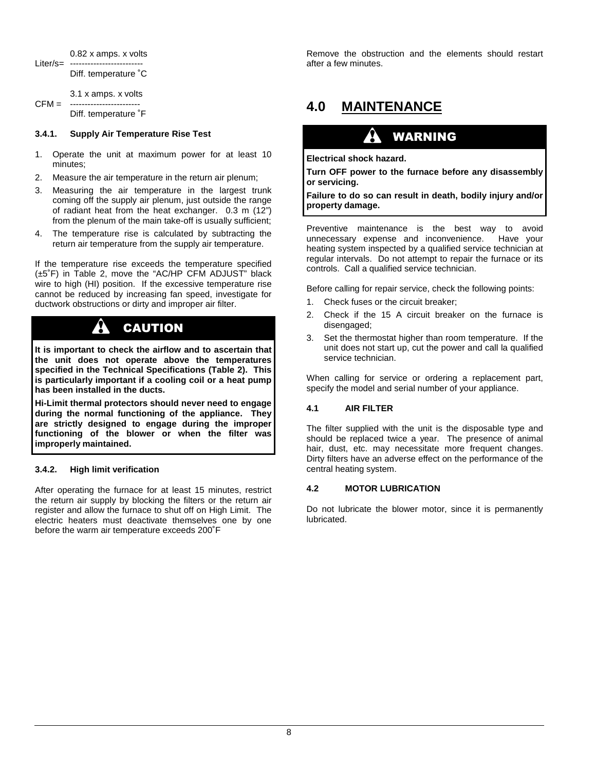$$\text{Liter/s} = \frac{0.82 \times \text{amps.} \times \text{volts}}{\text{Diff. temperature °C}}$$

$$\text{CFM} = \frac{3.1 \times \text{amps.} \times \text{volts}}{\text{Diff. temperature °F}}$$

#### 3.4.1. Supply Air Temperature Rise Test

1. Operate the unit at maximum power for at least 10 minutes;
2. Measure the air temperature in the return air plenum;
3. Measuring the air temperature in the largest trunk coming off the supply air plenum, just outside the range of radiant heat from the heat exchanger. 0.3 m (12") from the plenum of the main take-off is usually sufficient;
4. The temperature rise is calculated by subtracting the return air temperature from the supply air temperature.

If the temperature rise exceeds the temperature specified (±5˚F) in Table 2, move the "AC/HP CFM ADJUST" black wire to high (HI) position. If the excessive temperature rise cannot be reduced by increasing fan speed, investigate for ductwork obstructions or dirty and improper air filter.

> **CAUTION**
>
> **It is important to check the airflow and to ascertain that the unit does not operate above the temperatures specified in the Technical Specifications (Table 2). This is particularly important if a cooling coil or a heat pump has been installed in the ducts.**
>
> **Hi-Limit thermal protectors should never need to engage during the normal functioning of the appliance. They are strictly designed to engage during the improper functioning of the blower or when the filter was improperly maintained.**

#### 3.4.2. High limit verification

After operating the furnace for at least 15 minutes, restrict the return air supply by blocking the filters or the return air register and allow the furnace to shut off on High Limit. The electric heaters must deactivate themselves one by one before the warm air temperature exceeds 200˚F

Remove the obstruction and the elements should restart after a few minutes.

## 4.0 MAINTENANCE

> **WARNING**
>
> **Electrical shock hazard.**
>
> **Turn OFF power to the furnace before any disassembly or servicing.**
>
> **Failure to do so can result in death, bodily injury and/or property damage.**

Preventive maintenance is the best way to avoid unnecessary expense and inconvenience. Have your heating system inspected by a qualified service technician at regular intervals. Do not attempt to repair the furnace or its controls. Call a qualified service technician.

Before calling for repair service, check the following points:

1. Check fuses or the circuit breaker;
2. Check if the 15 A circuit breaker on the furnace is disengaged;
3. Set the thermostat higher than room temperature. If the unit does not start up, cut the power and call la qualified service technician.

When calling for service or ordering a replacement part, specify the model and serial number of your appliance.

### 4.1 AIR FILTER

The filter supplied with the unit is the disposable type and should be replaced twice a year. The presence of animal hair, dust, etc. may necessitate more frequent changes. Dirty filters have an adverse effect on the performance of the central heating system.

### 4.2 MOTOR LUBRICATION

Do not lubricate the blower motor, since it is permanently lubricated.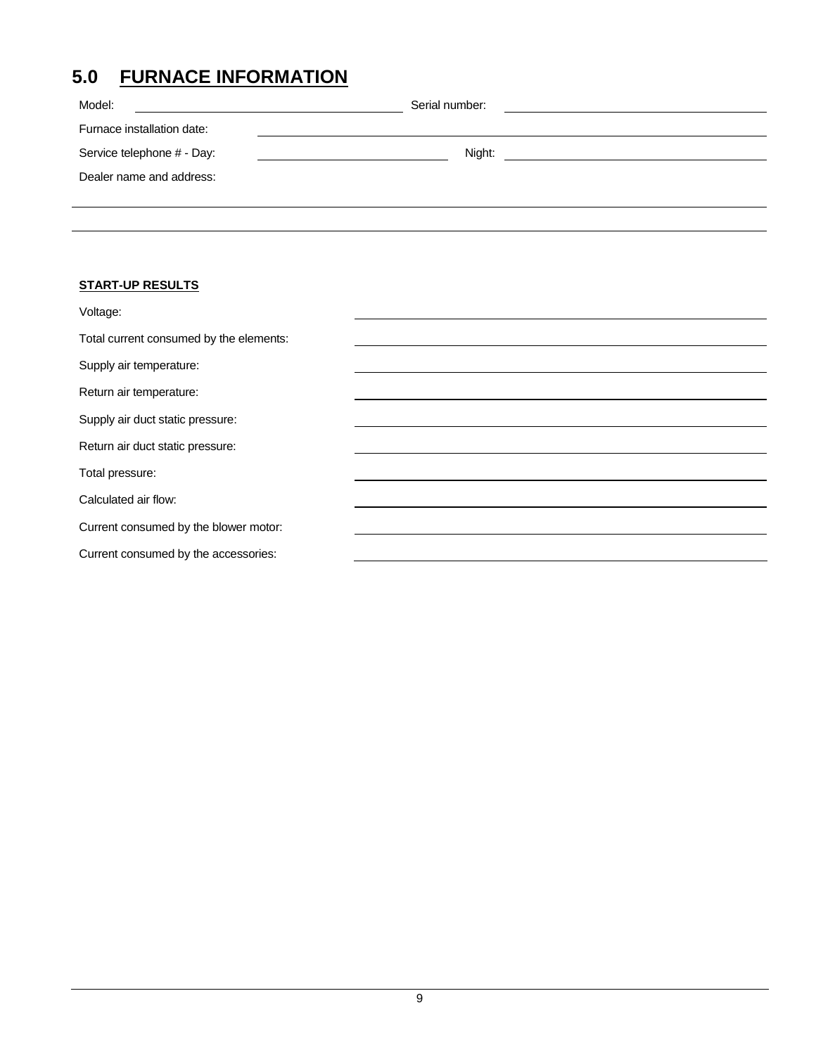# 5.0 FURNACE INFORMATION

Model: ______________________________ Serial number: ______________________________

Furnace installation date: ______________________________

Service telephone # - Day: ______________________________ Night: ______________________________

Dealer name and address:

______________________________

______________________________

**START-UP RESULTS**

Voltage: ______________________________

Total current consumed by the elements: ______________________________

Supply air temperature: ______________________________

Return air temperature: ______________________________

Supply air duct static pressure: ______________________________

Return air duct static pressure: ______________________________

Total pressure: ______________________________

Calculated air flow: ______________________________

Current consumed by the blower motor: ______________________________

Current consumed by the accessories: ______________________________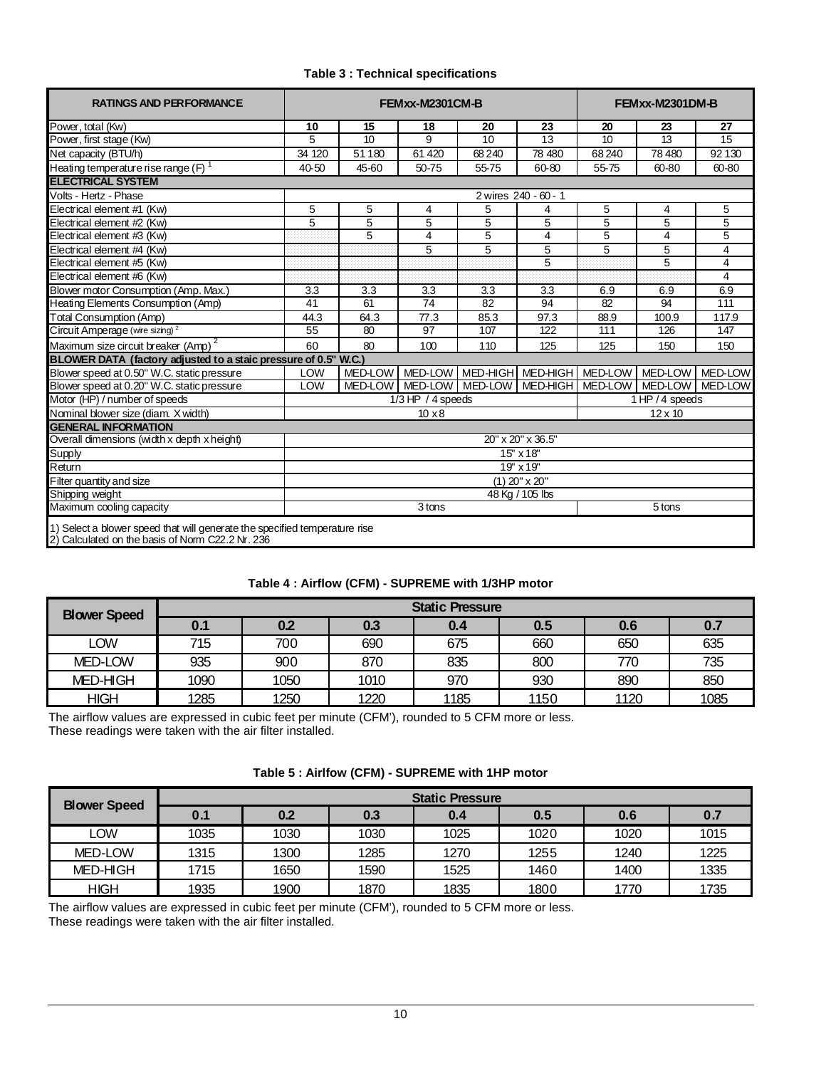**Table 3 : Technical specifications**

| RATINGS AND PERFORMANCE | FEMxx-M2301CM-B | | | | | FEMxx-M2301DM-B | | |
|---|---|---|---|---|---|---|---|---|
| Power, total (Kw) | **10** | **15** | **18** | **20** | **23** | **20** | **23** | **27** |
| Power, first stage (Kw) | 5 | 10 | 9 | 10 | 13 | 10 | 13 | 15 |
| Net capacity (BTU/h) | 34 120 | 51 180 | 61 420 | 68 240 | 78 480 | 68 240 | 78 480 | 92 130 |
| Heating temperature rise range (F) [1] | 40-50 | 45-60 | 50-75 | 55-75 | 60-80 | 55-75 | 60-80 | 60-80 |
| **ELECTRICAL SYSTEM** | | | | | | | | |
| Volts - Hertz - Phase | 2 wires 240 - 60 - 1 | | | | | | | |
| Electrical element #1 (Kw) | 5 | 5 | 4 | 5 | 4 | 5 | 4 | 5 |
| Electrical element #2 (Kw) | 5 | 5 | 5 | 5 | 5 | 5 | 5 | 5 |
| Electrical element #3 (Kw) | | 5 | 4 | 5 | 4 | 5 | 4 | 5 |
| Electrical element #4 (Kw) | | | 5 | 5 | 5 | 5 | 5 | 4 |
| Electrical element #5 (Kw) | | | | | 5 | | 5 | 4 |
| Electrical element #6 (Kw) | | | | | | | | 4 |
| Blower motor Consumption (Amp. Max.) | 3.3 | 3.3 | 3.3 | 3.3 | 3.3 | 6.9 | 6.9 | 6.9 |
| Heating Elements Consumption (Amp) | 41 | 61 | 74 | 82 | 94 | 82 | 94 | 111 |
| Total Consumption (Amp) | 44.3 | 64.3 | 77.3 | 85.3 | 97.3 | 88.9 | 100.9 | 117.9 |
| Circuit Amperage (wire sizing) [2] | 55 | 80 | 97 | 107 | 122 | 111 | 126 | 147 |
| Maximum size circuit breaker (Amp) [2] | 60 | 80 | 100 | 110 | 125 | 125 | 150 | 150 |
| **BLOWER DATA (factory adjusted to a staic pressure of 0.5" W.C.)** | | | | | | | | |
| Blower speed at 0.50" W.C. static pressure | LOW | MED-LOW | MED-LOW | MED-HIGH | MED-HIGH | MED-LOW | MED-LOW | MED-LOW |
| Blower speed at 0.20" W.C. static pressure | LOW | MED-LOW | MED-LOW | MED-LOW | MED-HIGH | MED-LOW | MED-LOW | MED-LOW |
| Motor (HP) / number of speeds | 1/3 HP / 4 speeds | | | | | 1 HP / 4 speeds | | |
| Nominal blower size (diam. X width) | 10 x 8 | | | | | 12 x 10 | | |
| **GENERAL INFORMATION** | | | | | | | | |
| Overall dimensions (width x depth x height) | 20" x 20" x 36.5" | | | | | | | |
| Supply | 15" x 18" | | | | | | | |
| Return | 19" x 19" | | | | | | | |
| Filter quantity and size | (1) 20" x 20" | | | | | | | |
| Shipping weight | 48 Kg / 105 lbs | | | | | | | |
| Maximum cooling capacity | 3 tons | | | | | 5 tons | | |

1) Select a blower speed that will generate the specified temperature rise
2) Calculated on the basis of Norm C22.2 Nr. 236

**Table 4 : Airflow (CFM) - SUPREME with 1/3HP motor**

| Blower Speed | Static Pressure | | | | | | |
|---|---|---|---|---|---|---|---|
| | 0.1 | 0.2 | 0.3 | 0.4 | 0.5 | 0.6 | 0.7 |
| LOW | 715 | 700 | 690 | 675 | 660 | 650 | 635 |
| MED-LOW | 935 | 900 | 870 | 835 | 800 | 770 | 735 |
| MED-HIGH | 1090 | 1050 | 1010 | 970 | 930 | 890 | 850 |
| HIGH | 1285 | 1250 | 1220 | 1185 | 1150 | 1120 | 1085 |

The airflow values are expressed in cubic feet per minute (CFM'), rounded to 5 CFM more or less.
These readings were taken with the air filter installed.

**Table 5 : Airlfow (CFM) - SUPREME with 1HP motor**

| Blower Speed | Static Pressure | | | | | | |
|---|---|---|---|---|---|---|---|
| | 0.1 | 0.2 | 0.3 | 0.4 | 0.5 | 0.6 | 0.7 |
| LOW | 1035 | 1030 | 1030 | 1025 | 1020 | 1020 | 1015 |
| MED-LOW | 1315 | 1300 | 1285 | 1270 | 1255 | 1240 | 1225 |
| MED-HIGH | 1715 | 1650 | 1590 | 1525 | 1460 | 1400 | 1335 |
| HIGH | 1935 | 1900 | 1870 | 1835 | 1800 | 1770 | 1735 |

The airflow values are expressed in cubic feet per minute (CFM'), rounded to 5 CFM more or less.
These readings were taken with the air filter installed.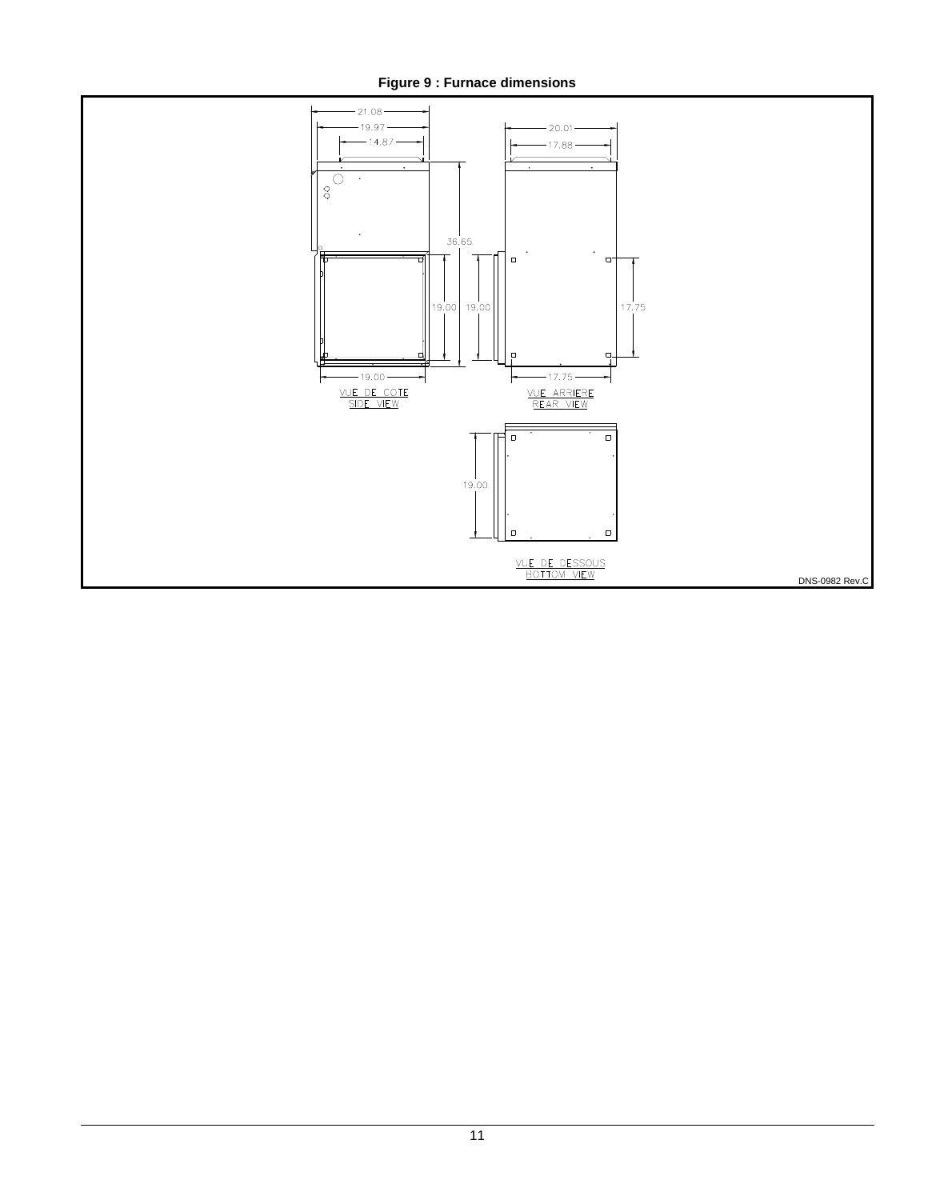**Figure 9 : Furnace dimensions**

21.08

19.97

14.87

20.01

17.88

36.65

19.00

19.00

17.75

19.00

17.75

VUE DE COTE
SIDE VIEW

VUE ARRIERE
REAR VIEW

19.00

VUE DE DESSOUS
BOTTOM VIEW

DNS-0982 Rev.C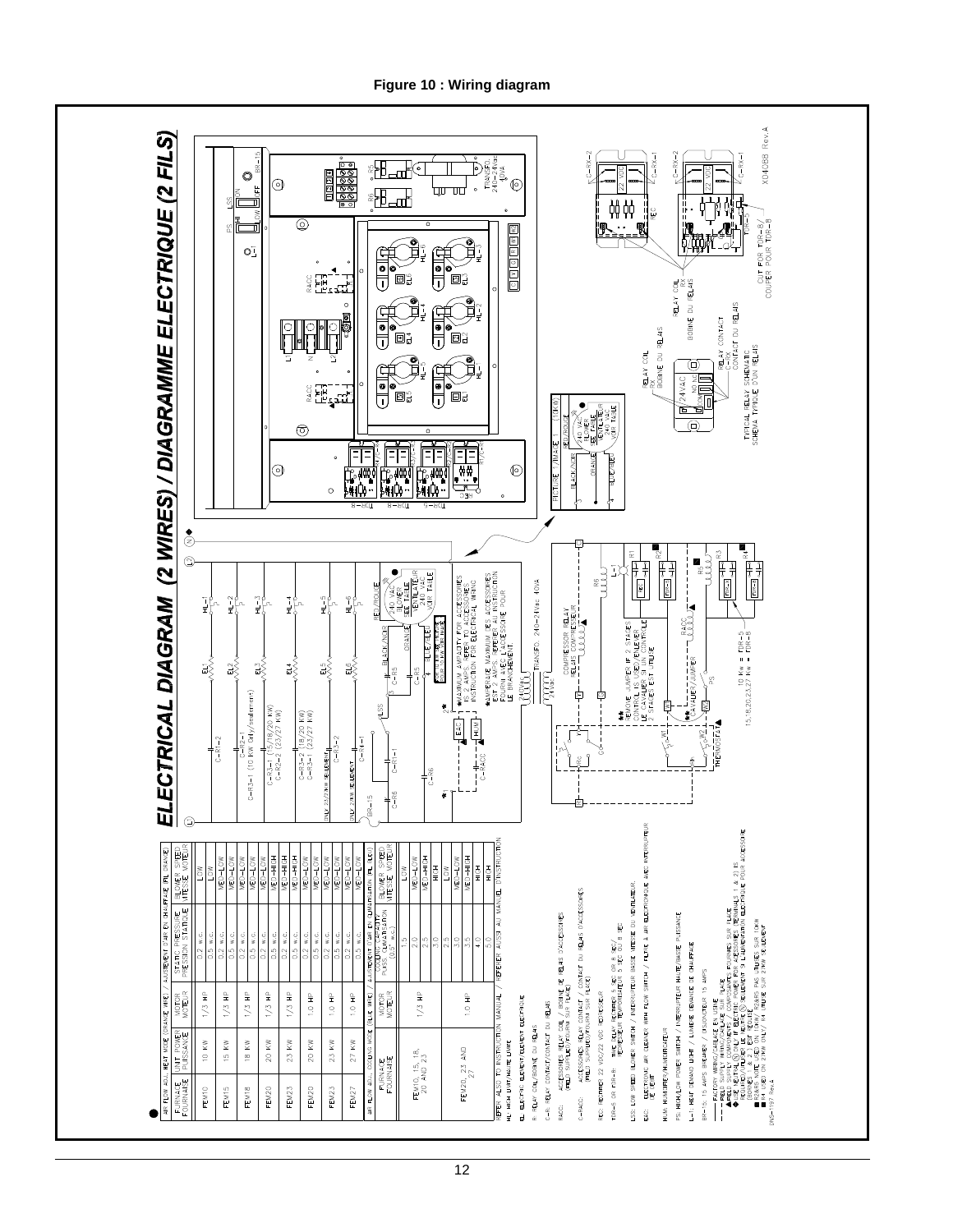**Figure 10 : Wiring diagram**

# ELECTRICAL DIAGRAM (2 WIRES) / DIAGRAMME ELECTRIQUE (2 FILS)

AIR FLOW ADJ., HEAT MODE (ORANGE WIRE) / AJUSTEMENT D'AIR EN CHAUFFAGE (FIL ORANGE)

| FURNACE FOURNAISE | UNIT POWER PUISSANCE | MOTOR MOTEUR | STATIC PRESSURE PRESSION STATIQUE | BLOWER SPEED VITESSE MOTEUR |
|---|---|---|---|---|
| FEM10 | 10 KW | 1/3 HP | 0.2 w.c. | LOW |
| | | | 0.5 w.c. | LOW |
| FEM15 | 15 KW | 1/3 HP | 0.2 w.c. | MED-LOW |
| | | | 0.5 w.c. | MED-LOW |
| FEM18 | 18 KW | 1/3 HP | 0.2 w.c. | MED-LOW |
| | | | 0.5 w.c. | MED-LOW |
| FEM20 | 20 KW | 1/3 HP | 0.2 w.c. | MED-LOW |
| | | | 0.5 w.c. | MED-HIGH |
| FEM23 | 23 KW | 1/3 HP | 0.2 w.c. | MED-HIGH |
| | | | 0.5 w.c. | MED-HIGH |
| FEM20 | 20 KW | 1.0 HP | 0.2 w.c. | MED-LOW |
| | | | 0.5 w.c. | MED-LOW |
| FEM23 | 23 KW | 1.0 HP | 0.2 w.c. | MED-LOW |
| | | | 0.5 w.c. | MED-LOW |
| FEM27 | 27 KW | 1.0 HP | 0.2 w.c. | MED-LOW |
| | | | 0.5 w.c. | MED-LOW |

AIR FLOW ADJ., COOLING MODE (BLUE WIRE) / AJUSTEMENT D'AIR EN CLIMATISATION (FIL BLEU)

| FURNACE FOURNAISE | MOTOR MOTEUR | COOLING CAPACITY PUISS. CLIMATISATION (0.5" w.c.) | BLOWER SPEED VITESSE MOTEUR |
|---|---|---|---|
| FEM10, 15, 18, 20 AND 23 | 1/3 HP | 1.5 | LOW |
| | | 2.0 | MED-LOW |
| | | 2.5 | MED-HIGH |
| | | 3.0 | HIGH |
| FEM20, 23 AND 27 | 1.0 HP | 2.5 | LOW |
| | | 3.0 | MED-LOW |
| | | 3.5 | MED-HIGH |
| | | 4.0 | HIGH |
| | | 5.0 | HIGH |

REFER ALSO TO INSTRUCTION MANUAL / REFERER AUSSI AU MANUEL D'INSTRUCTION

HL: HIGH LIMIT/HAUTE LIMITE

EL: ELECTRIC ELEMENT/ELEMENT ELECTRIQUE

R: RELAY COIL/BOBINE DU RELAIS

C-R: RELAY CONTACT/CONTACT DU RELAIS

RACC: ACCESSORIES RELAY COIL / BOBINE DE RELAIS D'ACCESSOIRES (FIELD SUPPLIED/FOURNI SUR PLACE)

C-RACC: ACCESSORIES RELAY CONTACT / CONTACT DU RELAIS D'ACCESSOIRES (FIELD SUPPLIED/FOURNI SUR PLACE)

REC: RECTIFIER 22 VDC/22 VDC REDRESSEUR

TDR-8 OR FDR-8: TIME RELAY (ELEMENT 5 SEC OR 8 SEC) / TEMPORISATEUR (ELEMENT 5 SEC OU 8 SEC)

LSS: LOW SPEED BLOWER SWITCH / INTERRUPTEUR BASSE VITESSE DU VENTILATEUR

EAC: ELECTRONIC AIR CLEANER WITH FLOW SWITCH / FILTRE A AIR ELECTRONIQUE AVEC INTERRUPTEUR DE DEBIT

HUM: HUMIDIFIER/HUMIDIFICATEUR

PS: HIGH/LOW POWER SWITCH / INTERRUPTEUR HAUTE/BASSE PUISSANCE

L-1: HEAT DEMAND LIGHT / LUMIERE DEMANDE DE CHAUFFAGE

BR-15: 15 AMPS BREAKER / DISJONCTEUR 15 AMPS

—— FACTORY WIRING/CABLAGE EN USINE
- - - FIELD SUPPLY WIRING/CABLAGE SUR PLACE
▲ FIELD SUPPLY COMPONENTS / COMPOSANTES FOURNIES SUR PLACE
◆ USE NEUTRAL (N) ONLY IF ELECTRIC POWER FOR ACCESSORIES ON TERMINALS 1 & 2 IS REQUIRED/UTILISER LE NEUTRE (N) SEULEMENT SI L'ALIMENTATION ELECTRIQUE POUR ACCESSOIRE (BORNES 1 & 2) EST REQUISE
■ R3 AND R4 NOT USED ON 10KW / R3 ET R4 PAS UTILISES SUR 10KW
■ R4 USED ON 27KW ONLY / R4 UTILISE SUR 27KW SEULEMENT

DNS-1197 Rev.4

*MAXIMUM AMPACITY FOR ACCESSORIES IS 2 AMPS. REFER TO ACCESSORIES INSTRUCTION FOR ELECTRICAL WIRING
*AMPERAGE MAXIMUM DES ACCESSOIRES EST 2 AMPS. REFERER AU INSTRUCTION FOURNI AVEC L'ACCESSOIRE POUR LE BRANCHEMENT.

**REMOVE JUMPER IF 2 STAGES CONTROL IS USED / ENLEVER LE CAVALIER SI UN CONTROLE 2 STAGES EST UTILISE

**CAVALIER/JUMPER

TRANSFO. 240-24Vac 40VA

COMPRESSOR RELAY / RELAIS COMPRESSEUR

THERMOSTAT

10 Kw = FDR-5
15,18,20,23,27 Kw = FDR-8

C-R1-2; C-R2-1 (10 KW Only/seulement); C-R3-1 (15/18/20 KW); C-R2-2 (23/27 KW); C-R3-2 (18/20 KW); C-R3-1 (23/27 KW); ONLY 23/27KW SEULEMENT; ONLY 27KW SEULEMENT

RED/ROUGE, BLACK/NOIR, ORANGE, BLUE/BLEU; 240 VAC BLOWER SEE TABLE / VENTILATEUR VOIR TABLE

PICTURE / IMAGE 1 (10KW)

RELAY COIL Rx / BOBINE DU RELAIS
RELAY CONTACT C-Rx / CONTACT DU RELAIS
TYPICAL RELAY SCHEMATIC / SCHEMA TYPIQUE D'UN RELAIS

RELAY COIL Rx / BOBINE DU RELAIS

CUT FOR TDR-5 / COUPER POUR TDR-8

X04088 Rev.A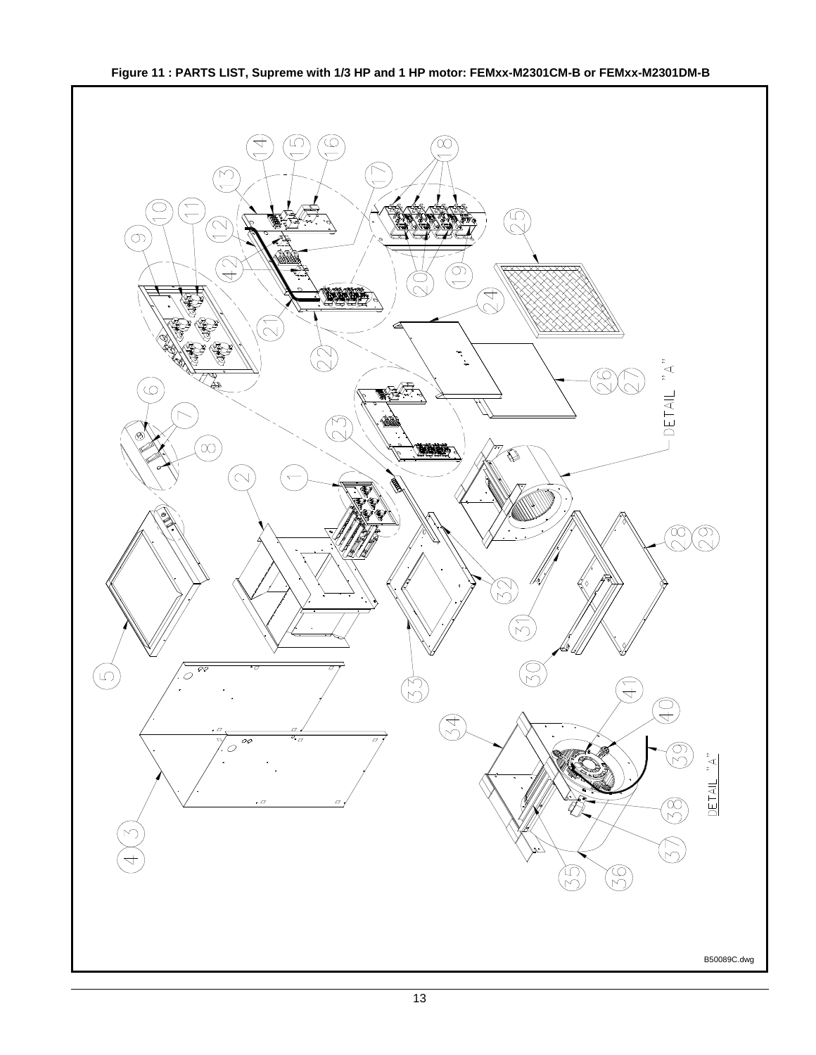**Figure 11 : PARTS LIST, Supreme with 1/3 HP and 1 HP motor: FEMxx-M2301CM-B or FEMxx-M2301DM-B**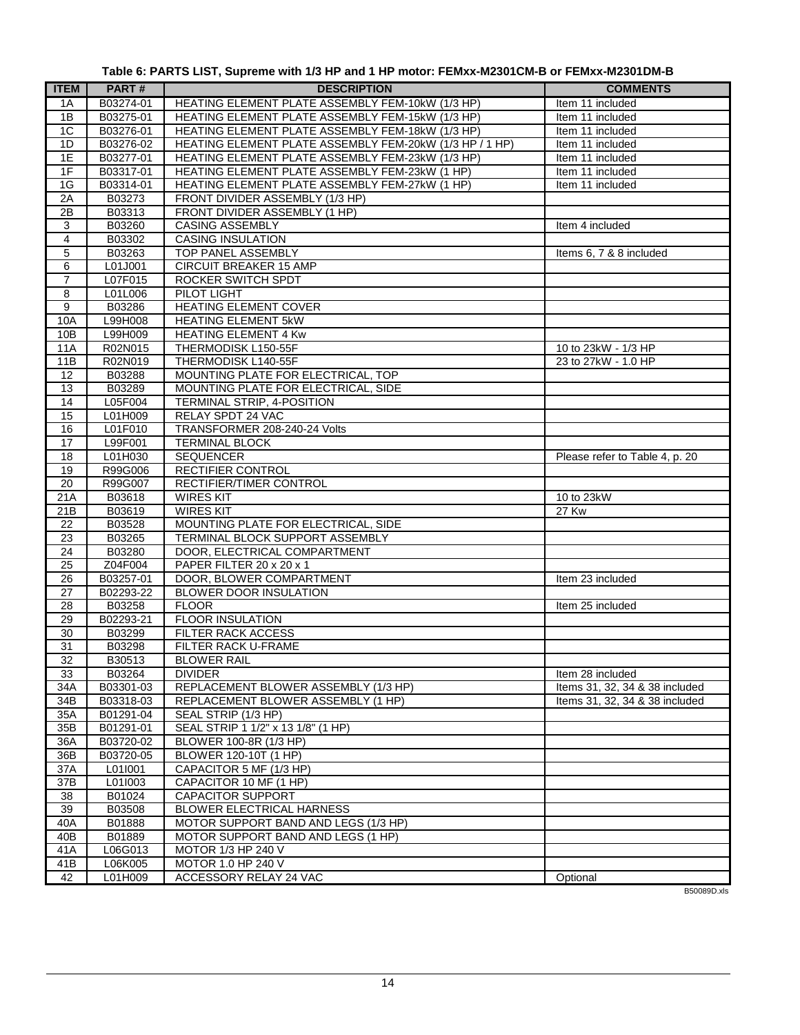**Table 6: PARTS LIST, Supreme with 1/3 HP and 1 HP motor: FEMxx-M2301CM-B or FEMxx-M2301DM-B**

| ITEM | PART # | DESCRIPTION | COMMENTS |
|---|---|---|---|
| 1A | B03274-01 | HEATING ELEMENT PLATE ASSEMBLY FEM-10kW (1/3 HP) | Item 11 included |
| 1B | B03275-01 | HEATING ELEMENT PLATE ASSEMBLY FEM-15kW (1/3 HP) | Item 11 included |
| 1C | B03276-01 | HEATING ELEMENT PLATE ASSEMBLY FEM-18kW (1/3 HP) | Item 11 included |
| 1D | B03276-02 | HEATING ELEMENT PLATE ASSEMBLY FEM-20kW (1/3 HP / 1 HP) | Item 11 included |
| 1E | B03277-01 | HEATING ELEMENT PLATE ASSEMBLY FEM-23kW (1/3 HP) | Item 11 included |
| 1F | B03317-01 | HEATING ELEMENT PLATE ASSEMBLY FEM-23kW (1 HP) | Item 11 included |
| 1G | B03314-01 | HEATING ELEMENT PLATE ASSEMBLY FEM-27kW (1 HP) | Item 11 included |
| 2A | B03273 | FRONT DIVIDER ASSEMBLY (1/3 HP) | |
| 2B | B03313 | FRONT DIVIDER ASSEMBLY (1 HP) | |
| 3 | B03260 | CASING ASSEMBLY | Item 4 included |
| 4 | B03302 | CASING INSULATION | |
| 5 | B03263 | TOP PANEL ASSEMBLY | Items 6, 7 & 8 included |
| 6 | L01J001 | CIRCUIT BREAKER 15 AMP | |
| 7 | L07F015 | ROCKER SWITCH SPDT | |
| 8 | L01L006 | PILOT LIGHT | |
| 9 | B03286 | HEATING ELEMENT COVER | |
| 10A | L99H008 | HEATING ELEMENT 5kW | |
| 10B | L99H009 | HEATING ELEMENT 4 Kw | |
| 11A | R02N015 | THERMODISK L150-55F | 10 to 23kW - 1/3 HP |
| 11B | R02N019 | THERMODISK L140-55F | 23 to 27kW - 1.0 HP |
| 12 | B03288 | MOUNTING PLATE FOR ELECTRICAL, TOP | |
| 13 | B03289 | MOUNTING PLATE FOR ELECTRICAL, SIDE | |
| 14 | L05F004 | TERMINAL STRIP, 4-POSITION | |
| 15 | L01H009 | RELAY SPDT 24 VAC | |
| 16 | L01F010 | TRANSFORMER 208-240-24 Volts | |
| 17 | L99F001 | TERMINAL BLOCK | |
| 18 | L01H030 | SEQUENCER | Please refer to Table 4, p. 20 |
| 19 | R99G006 | RECTIFIER CONTROL | |
| 20 | R99G007 | RECTIFIER/TIMER CONTROL | |
| 21A | B03618 | WIRES KIT | 10 to 23kW |
| 21B | B03619 | WIRES KIT | 27 Kw |
| 22 | B03528 | MOUNTING PLATE FOR ELECTRICAL, SIDE | |
| 23 | B03265 | TERMINAL BLOCK SUPPORT ASSEMBLY | |
| 24 | B03280 | DOOR, ELECTRICAL COMPARTMENT | |
| 25 | Z04F004 | PAPER FILTER 20 x 20 x 1 | |
| 26 | B03257-01 | DOOR, BLOWER COMPARTMENT | Item 23 included |
| 27 | B02293-22 | BLOWER DOOR INSULATION | |
| 28 | B03258 | FLOOR | Item 25 included |
| 29 | B02293-21 | FLOOR INSULATION | |
| 30 | B03299 | FILTER RACK ACCESS | |
| 31 | B03298 | FILTER RACK U-FRAME | |
| 32 | B30513 | BLOWER RAIL | |
| 33 | B03264 | DIVIDER | Item 28 included |
| 34A | B03301-03 | REPLACEMENT BLOWER ASSEMBLY (1/3 HP) | Items 31, 32, 34 & 38 included |
| 34B | B03318-03 | REPLACEMENT BLOWER ASSEMBLY (1 HP) | Items 31, 32, 34 & 38 included |
| 35A | B01291-04 | SEAL STRIP (1/3 HP) | |
| 35B | B01291-01 | SEAL STRIP 1 1/2" x 13 1/8" (1 HP) | |
| 36A | B03720-02 | BLOWER 100-8R (1/3 HP) | |
| 36B | B03720-05 | BLOWER 120-10T (1 HP) | |
| 37A | L01I001 | CAPACITOR 5 MF (1/3 HP) | |
| 37B | L01I003 | CAPACITOR 10 MF (1 HP) | |
| 38 | B01024 | CAPACITOR SUPPORT | |
| 39 | B03508 | BLOWER ELECTRICAL HARNESS | |
| 40A | B01888 | MOTOR SUPPORT BAND AND LEGS (1/3 HP) | |
| 40B | B01889 | MOTOR SUPPORT BAND AND LEGS (1 HP) | |
| 41A | L06G013 | MOTOR 1/3 HP 240 V | |
| 41B | L06K005 | MOTOR 1.0 HP 240 V | |
| 42 | L01H009 | ACCESSORY RELAY 24 VAC | Optional |

B50089D.xls